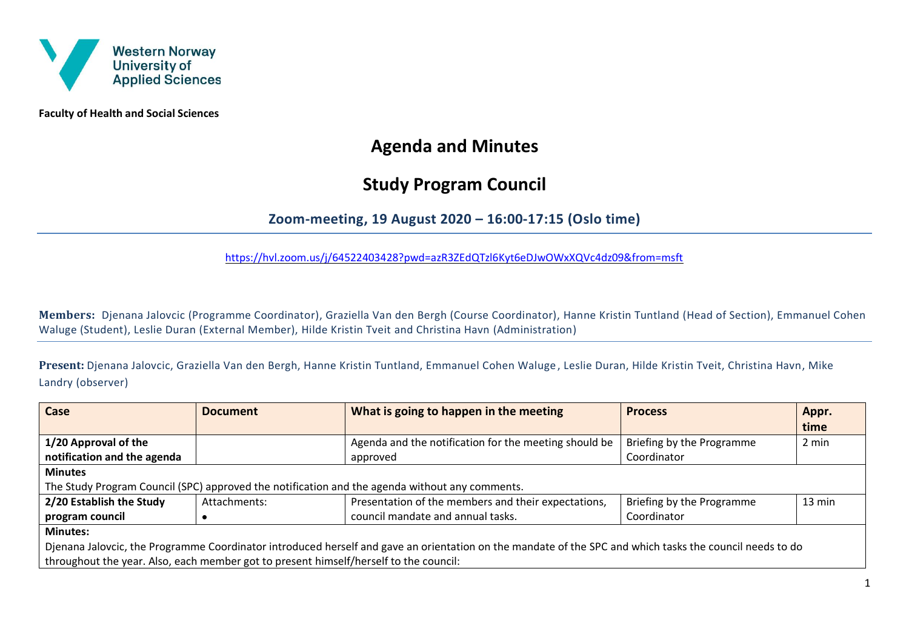Western Norway University of Applied Sciences

**Faculty of Health and Social Sciences**

# Agenda and Minutes

## Study Program Council

### Zoom-meeting, 19 August 2020 – 16:00-17:15 (Oslo time)

https://hvl.zoom.us/j/64522403428?pwd=azR3ZEdQTzl6Kyt6eDJwOWxXQVc4dz09&from=msft

**Members:** Djenana Jalovcic (Programme Coordinator), Graziella Van den Bergh (Course Coordinator), Hanne Kristin Tuntland (Head of Section), Emmanuel Cohen Waluge (Student), Leslie Duran (External Member), Hilde Kristin Tveit and Christina Havn (Administration)

**Present:** Djenana Jalovcic, Graziella Van den Bergh, Hanne Kristin Tuntland, Emmanuel Cohen Waluge, Leslie Duran, Hilde Kristin Tveit, Christina Havn, Mike Landry (observer)

| Case | Document | What is going to happen in the meeting | Process | Appr. time |
|---|---|---|---|---|
| **1/20 Approval of the notification and the agenda** | | Agenda and the notification for the meeting should be approved | Briefing by the Programme Coordinator | 2 min |
| **Minutes**<br>The Study Program Council (SPC) approved the notification and the agenda without any comments. | | | | |
| **2/20 Establish the Study program council** | Attachments:<br>• | Presentation of the members and their expectations, council mandate and annual tasks. | Briefing by the Programme Coordinator | 13 min |
| **Minutes:**<br>Djenana Jalovcic, the Programme Coordinator introduced herself and gave an orientation on the mandate of the SPC and which tasks the council needs to do throughout the year. Also, each member got to present himself/herself to the council: | | | | |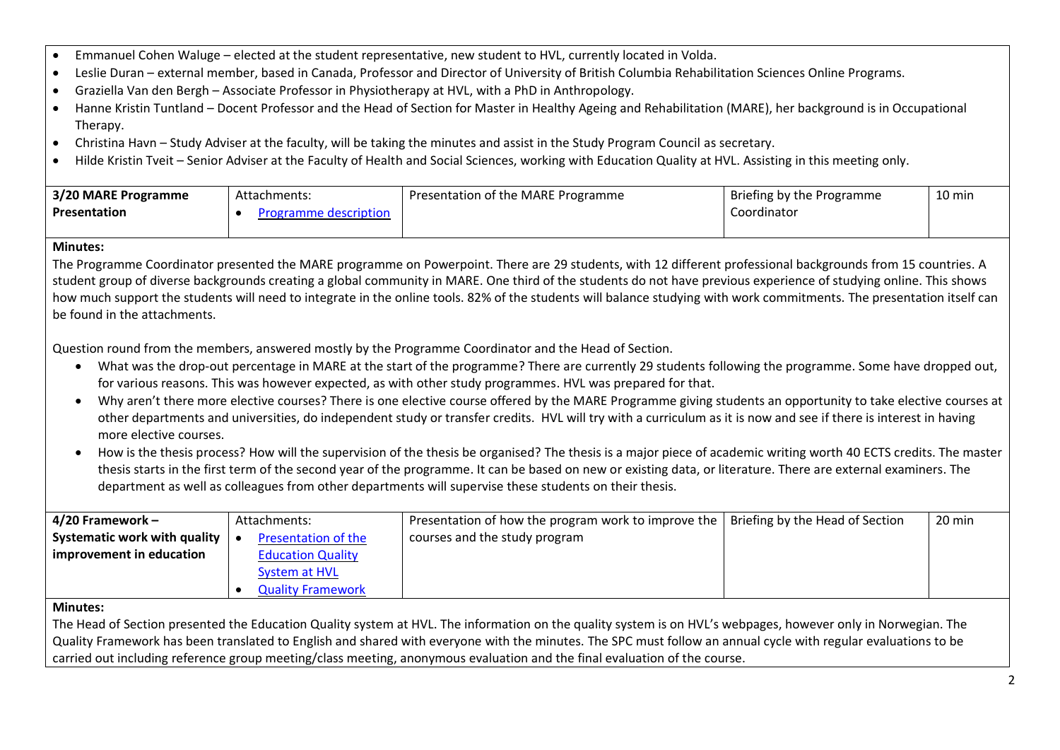- Emmanuel Cohen Waluge – elected at the student representative, new student to HVL, currently located in Volda.
- Leslie Duran – external member, based in Canada, Professor and Director of University of British Columbia Rehabilitation Sciences Online Programs.
- Graziella Van den Bergh – Associate Professor in Physiotherapy at HVL, with a PhD in Anthropology.
- Hanne Kristin Tuntland – Docent Professor and the Head of Section for Master in Healthy Ageing and Rehabilitation (MARE), her background is in Occupational Therapy.
- Christina Havn – Study Adviser at the faculty, will be taking the minutes and assist in the Study Program Council as secretary.
- Hilde Kristin Tveit – Senior Adviser at the Faculty of Health and Social Sciences, working with Education Quality at HVL. Assisting in this meeting only.

| **3/20 MARE Programme Presentation** | Attachments: <br>• Programme description | Presentation of the MARE Programme | Briefing by the Programme Coordinator | 10 min |
|---|---|---|---|---|

**Minutes:**

The Programme Coordinator presented the MARE programme on Powerpoint. There are 29 students, with 12 different professional backgrounds from 15 countries. A student group of diverse backgrounds creating a global community in MARE. One third of the students do not have previous experience of studying online. This shows how much support the students will need to integrate in the online tools. 82% of the students will balance studying with work commitments. The presentation itself can be found in the attachments.

Question round from the members, answered mostly by the Programme Coordinator and the Head of Section.

- What was the drop-out percentage in MARE at the start of the programme? There are currently 29 students following the programme. Some have dropped out, for various reasons. This was however expected, as with other study programmes. HVL was prepared for that.
- Why aren't there more elective courses? There is one elective course offered by the MARE Programme giving students an opportunity to take elective courses at other departments and universities, do independent study or transfer credits. HVL will try with a curriculum as it is now and see if there is interest in having more elective courses.
- How is the thesis process? How will the supervision of the thesis be organised? The thesis is a major piece of academic writing worth 40 ECTS credits. The master thesis starts in the first term of the second year of the programme. It can be based on new or existing data, or literature. There are external examiners. The department as well as colleagues from other departments will supervise these students on their thesis.

| **4/20 Framework – Systematic work with quality improvement in education** | Attachments: <br>• Presentation of the Education Quality System at HVL <br>• Quality Framework | Presentation of how the program work to improve the courses and the study program | Briefing by the Head of Section | 20 min |
|---|---|---|---|---|

**Minutes:**

The Head of Section presented the Education Quality system at HVL. The information on the quality system is on HVL's webpages, however only in Norwegian. The Quality Framework has been translated to English and shared with everyone with the minutes. The SPC must follow an annual cycle with regular evaluations to be carried out including reference group meeting/class meeting, anonymous evaluation and the final evaluation of the course.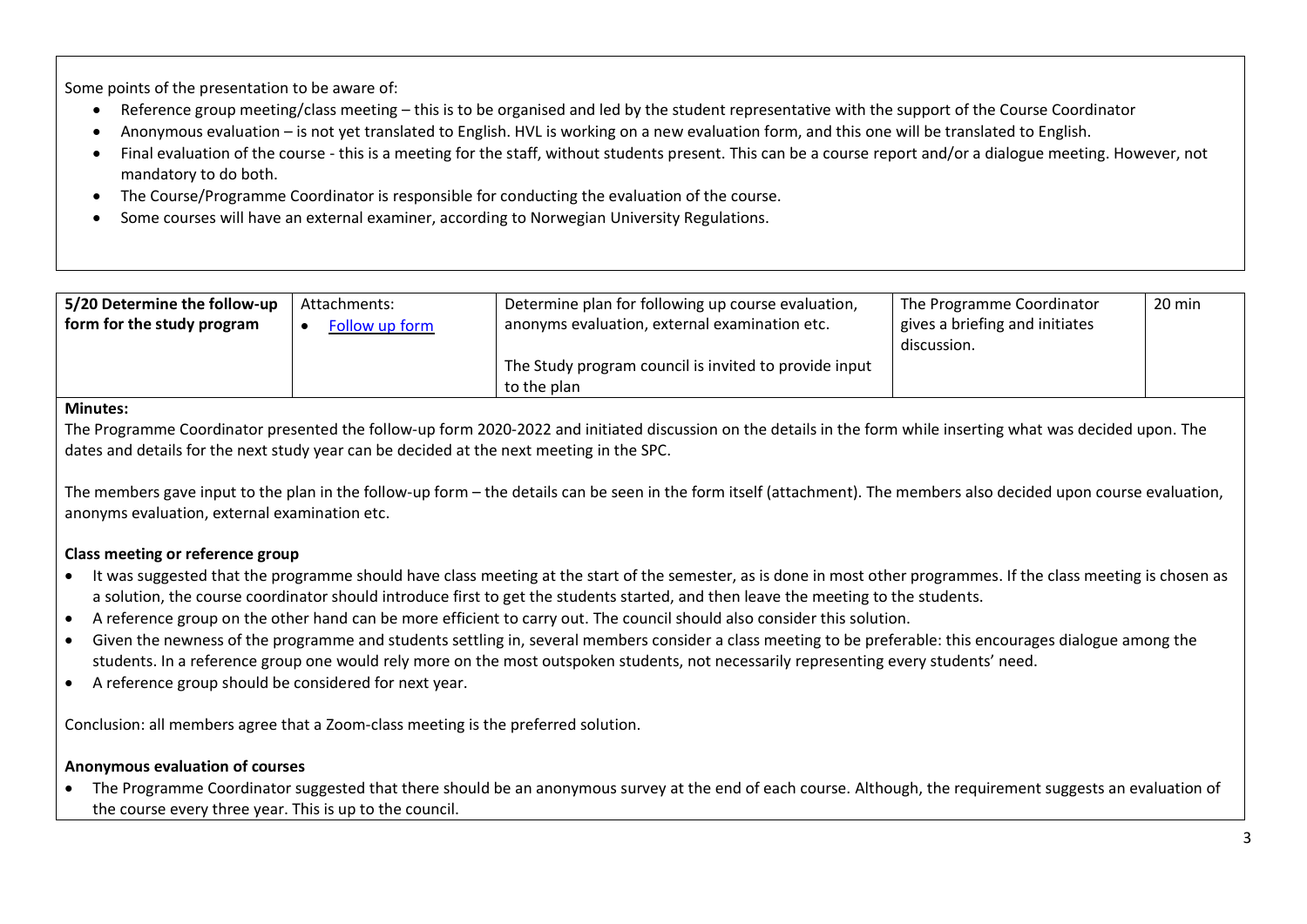Some points of the presentation to be aware of:

- Reference group meeting/class meeting – this is to be organised and led by the student representative with the support of the Course Coordinator
- Anonymous evaluation – is not yet translated to English. HVL is working on a new evaluation form, and this one will be translated to English.
- Final evaluation of the course - this is a meeting for the staff, without students present. This can be a course report and/or a dialogue meeting. However, not mandatory to do both.
- The Course/Programme Coordinator is responsible for conducting the evaluation of the course.
- Some courses will have an external examiner, according to Norwegian University Regulations.

| **5/20 Determine the follow-up form for the study program** | Attachments: • [Follow up form]() | Determine plan for following up course evaluation, anonyms evaluation, external examination etc. The Study program council is invited to provide input to the plan | The Programme Coordinator gives a briefing and initiates discussion. | 20 min |
|---|---|---|---|---|

**Minutes:**

The Programme Coordinator presented the follow-up form 2020-2022 and initiated discussion on the details in the form while inserting what was decided upon. The dates and details for the next study year can be decided at the next meeting in the SPC.

The members gave input to the plan in the follow-up form – the details can be seen in the form itself (attachment). The members also decided upon course evaluation, anonyms evaluation, external examination etc.

**Class meeting or reference group**

- It was suggested that the programme should have class meeting at the start of the semester, as is done in most other programmes. If the class meeting is chosen as a solution, the course coordinator should introduce first to get the students started, and then leave the meeting to the students.
- A reference group on the other hand can be more efficient to carry out. The council should also consider this solution.
- Given the newness of the programme and students settling in, several members consider a class meeting to be preferable: this encourages dialogue among the students. In a reference group one would rely more on the most outspoken students, not necessarily representing every students' need.
- A reference group should be considered for next year.

Conclusion: all members agree that a Zoom-class meeting is the preferred solution.

**Anonymous evaluation of courses**

- The Programme Coordinator suggested that there should be an anonymous survey at the end of each course. Although, the requirement suggests an evaluation of the course every three year. This is up to the council.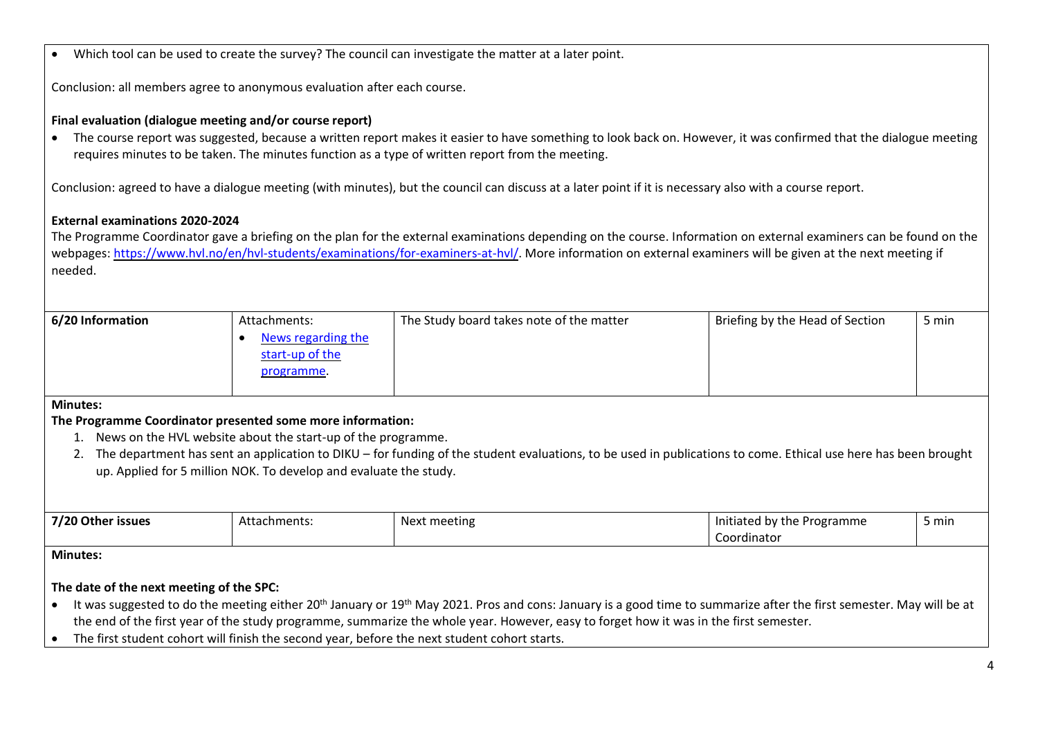- Which tool can be used to create the survey? The council can investigate the matter at a later point.

Conclusion: all members agree to anonymous evaluation after each course.

**Final evaluation (dialogue meeting and/or course report)**

- The course report was suggested, because a written report makes it easier to have something to look back on. However, it was confirmed that the dialogue meeting requires minutes to be taken. The minutes function as a type of written report from the meeting.

Conclusion: agreed to have a dialogue meeting (with minutes), but the council can discuss at a later point if it is necessary also with a course report.

**External examinations 2020-2024**

The Programme Coordinator gave a briefing on the plan for the external examinations depending on the course. Information on external examiners can be found on the webpages: https://www.hvl.no/en/hvl-students/examinations/for-examiners-at-hvl/. More information on external examiners will be given at the next meeting if needed.

| **6/20 Information** | Attachments: <br>• News regarding the start-up of the programme. | The Study board takes note of the matter | Briefing by the Head of Section | 5 min |
|---|---|---|---|---|

**Minutes:**

**The Programme Coordinator presented some more information:**

1. News on the HVL website about the start-up of the programme.
2. The department has sent an application to DIKU – for funding of the student evaluations, to be used in publications to come. Ethical use here has been brought up. Applied for 5 million NOK. To develop and evaluate the study.

| **7/20 Other issues** | Attachments: | Next meeting | Initiated by the Programme Coordinator | 5 min |
|---|---|---|---|---|

**Minutes:**

**The date of the next meeting of the SPC:**

- It was suggested to do the meeting either 20th January or 19th May 2021. Pros and cons: January is a good time to summarize after the first semester. May will be at the end of the first year of the study programme, summarize the whole year. However, easy to forget how it was in the first semester.
- The first student cohort will finish the second year, before the next student cohort starts.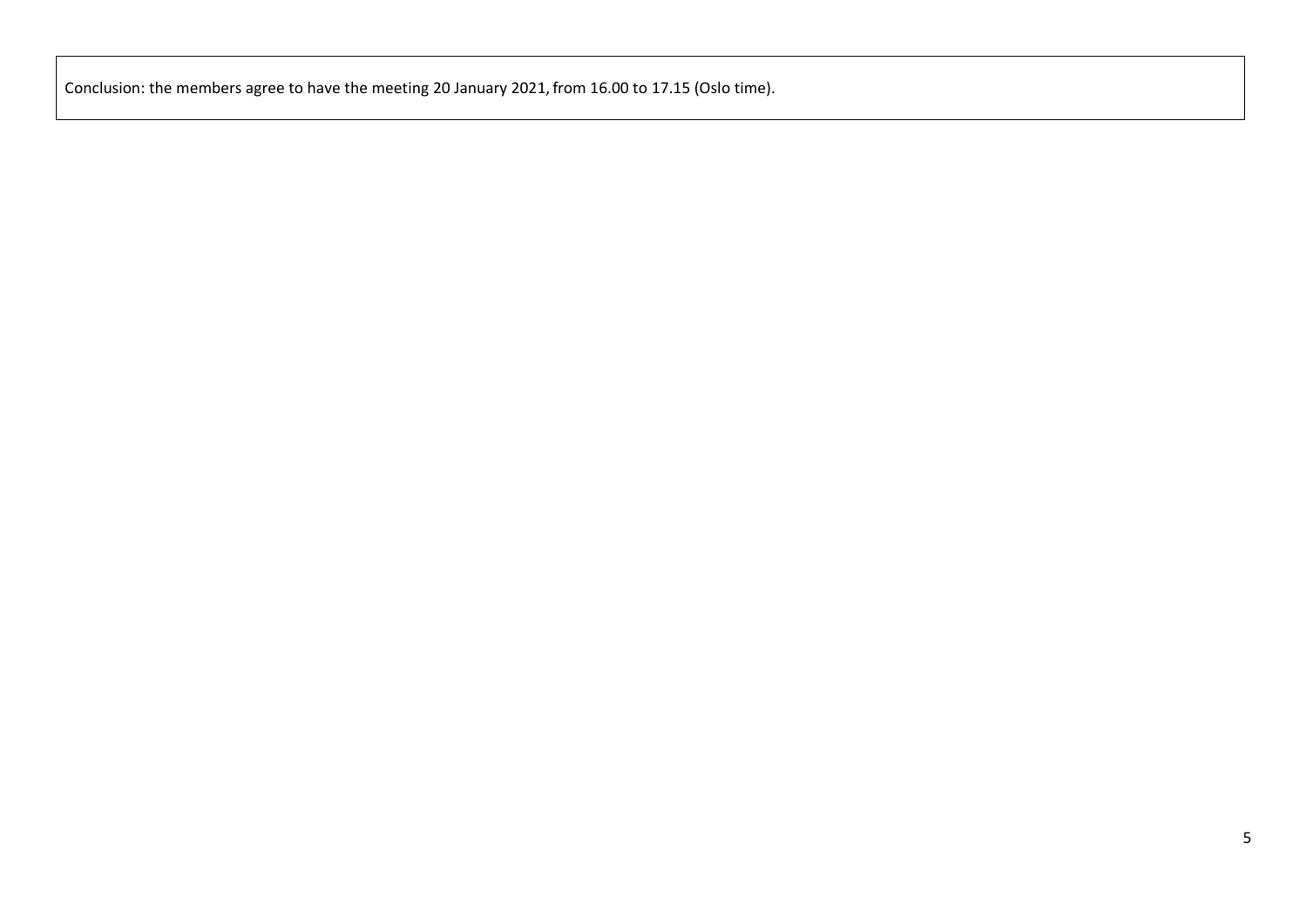Conclusion: the members agree to have the meeting 20 January 2021, from 16.00 to 17.15 (Oslo time).